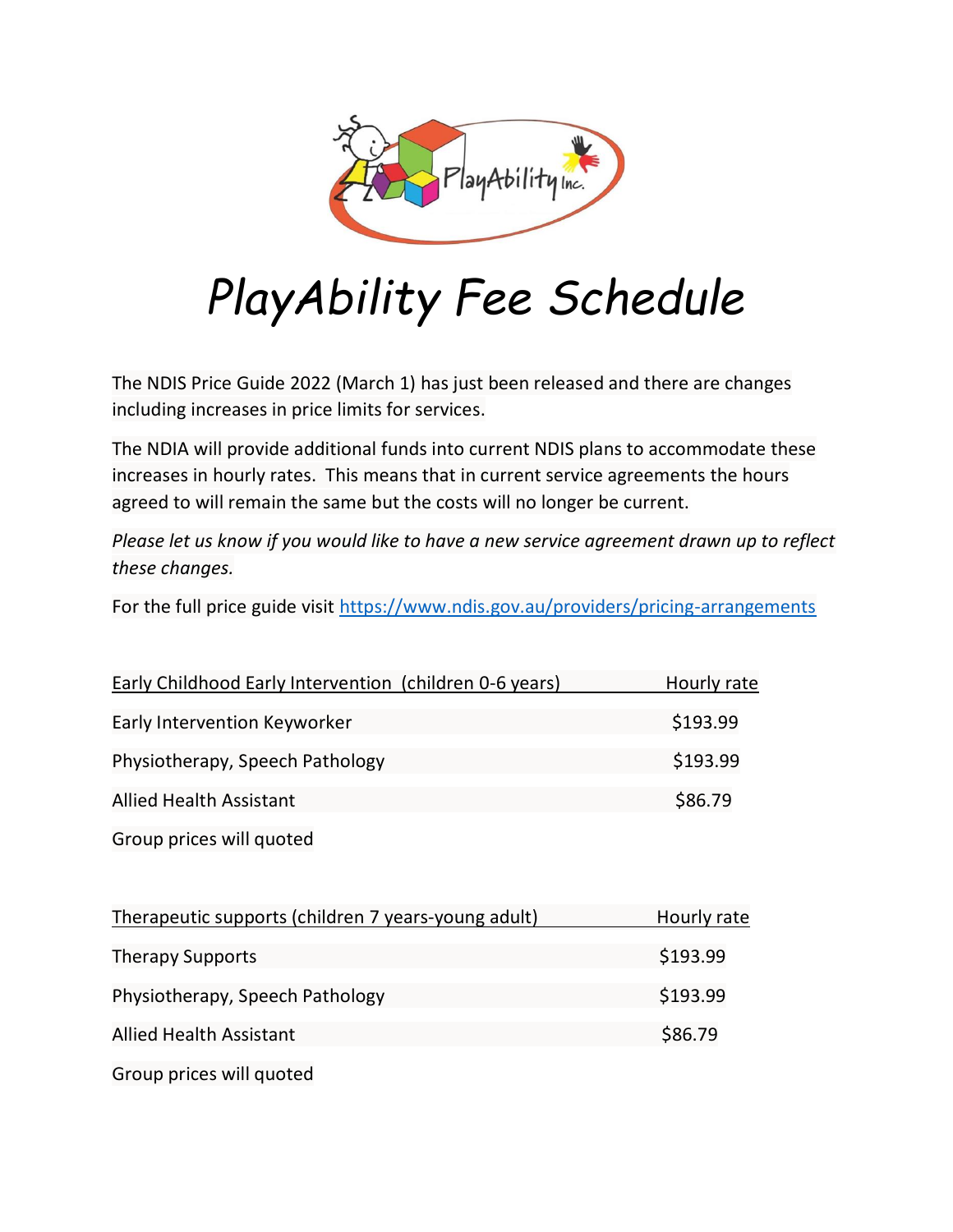# PlayAbility Fee Schedule

The NDIS Price Guide 2022 (March 1) has just been released and there are changes including increases in price limits for services.

The NDIA will provide additional funds into current NDIS plans to accommodate these increases in hourly rates. This means that in current service agreements the hours agreed to will remain the same but the costs will no longer be current.

*Please let us know if you would like to have a new service agreement drawn up to reflect these changes.*

For the full price guide visit https://www.ndis.gov.au/providers/pricing-arrangements

| Early Childhood Early Intervention (children 0-6 years) | Hourly rate |
|---|---|
| Early Intervention Keyworker | $193.99 |
| Physiotherapy, Speech Pathology | $193.99 |
| Allied Health Assistant | $86.79 |

Group prices will quoted

| Therapeutic supports (children 7 years-young adult) | Hourly rate |
|---|---|
| Therapy Supports | $193.99 |
| Physiotherapy, Speech Pathology | $193.99 |
| Allied Health Assistant | $86.79 |

Group prices will quoted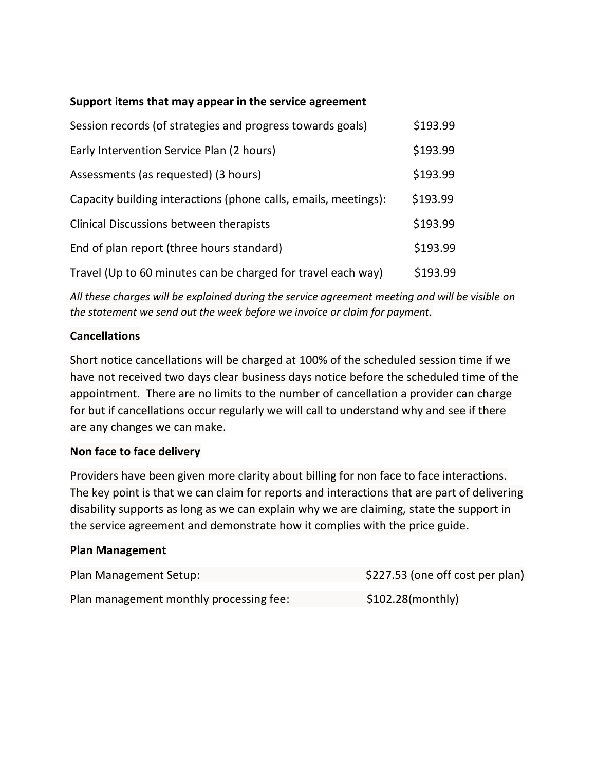**Support items that may appear in the service agreement**

| | |
|---|---|
| Session records (of strategies and progress towards goals) | $193.99 |
| Early Intervention Service Plan (2 hours) | $193.99 |
| Assessments (as requested) (3 hours) | $193.99 |
| Capacity building interactions (phone calls, emails, meetings): | $193.99 |
| Clinical Discussions between therapists | $193.99 |
| End of plan report (three hours standard) | $193.99 |
| Travel (Up to 60 minutes can be charged for travel each way) | $193.99 |

*All these charges will be explained during the service agreement meeting and will be visible on the statement we send out the week before we invoice or claim for payment.*

**Cancellations**

Short notice cancellations will be charged at 100% of the scheduled session time if we have not received two days clear business days notice before the scheduled time of the appointment. There are no limits to the number of cancellation a provider can charge for but if cancellations occur regularly we will call to understand why and see if there are any changes we can make.

**Non face to face delivery**

Providers have been given more clarity about billing for non face to face interactions. The key point is that we can claim for reports and interactions that are part of delivering disability supports as long as we can explain why we are claiming, state the support in the service agreement and demonstrate how it complies with the price guide.

**Plan Management**

| | |
|---|---|
| Plan Management Setup: | $227.53 (one off cost per plan) |
| Plan management monthly processing fee: | $102.28(monthly) |